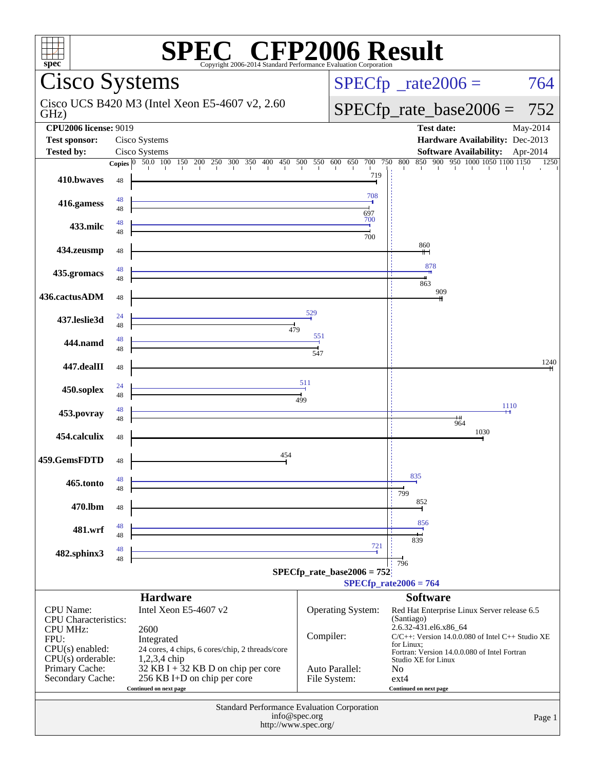# SPEC CFP2006 Result

Copyright 2006-2014 Standard Performance Evaluation Corporation

## Cisco Systems

Cisco UCS B420 M3 (Intel Xeon E5-4607 v2, 2.60 GHz)

SPECfp_rate2006 = 764

SPECfp_rate_base2006 = 752

| | | | |
|---|---|---|---|
| **CPU2006 license:** | 9019 | **Test date:** | May-2014 |
| **Test sponsor:** | Cisco Systems | **Hardware Availability:** | Dec-2013 |
| **Tested by:** | Cisco Systems | **Software Availability:** | Apr-2014 |

| Benchmark | Copies (peak) | Peak | Copies (base) | Base |
|---|---|---|---|---|
| 410.bwaves | | | 48 | 719 |
| 416.gamess | 48 | 708 | 48 | 697 |
| 433.milc | 48 | 700 | 48 | 700 |
| 434.zeusmp | | | 48 | 860 |
| 435.gromacs | 48 | 878 | 48 | 863 |
| 436.cactusADM | | | 48 | 909 |
| 437.leslie3d | 24 | 529 | 48 | 479 |
| 444.namd | 48 | 551 | 48 | 547 |
| 447.dealII | | | 48 | 1240 |
| 450.soplex | 24 | 511 | 48 | 499 |
| 453.povray | 48 | 1110 | 48 | 964 |
| 454.calculix | | | 48 | 1030 |
| 459.GemsFDTD | | | 48 | 454 |
| 465.tonto | 48 | 835 | 48 | 799 |
| 470.lbm | | | 48 | 852 |
| 481.wrf | 48 | 856 | 48 | 839 |
| 482.sphinx3 | 48 | 721 | 48 | 796 |

SPECfp_rate_base2006 = 752

SPECfp_rate2006 = 764

### Hardware

| | |
|---|---|
| CPU Name: | Intel Xeon E5-4607 v2 |
| CPU Characteristics: | |
| CPU MHz: | 2600 |
| FPU: | Integrated |
| CPU(s) enabled: | 24 cores, 4 chips, 6 cores/chip, 2 threads/core |
| CPU(s) orderable: | 1,2,3,4 chip |
| Primary Cache: | 32 KB I + 32 KB D on chip per core |
| Secondary Cache: | 256 KB I+D on chip per core |

Continued on next page

### Software

| | |
|---|---|
| Operating System: | Red Hat Enterprise Linux Server release 6.5 (Santiago) 2.6.32-431.el6.x86_64 |
| Compiler: | C/C++: Version 14.0.0.080 of Intel C++ Studio XE for Linux; Fortran: Version 14.0.0.080 of Intel Fortran Studio XE for Linux |
| Auto Parallel: | No |
| File System: | ext4 |

Continued on next page

Standard Performance Evaluation Corporation
info@spec.org
http://www.spec.org/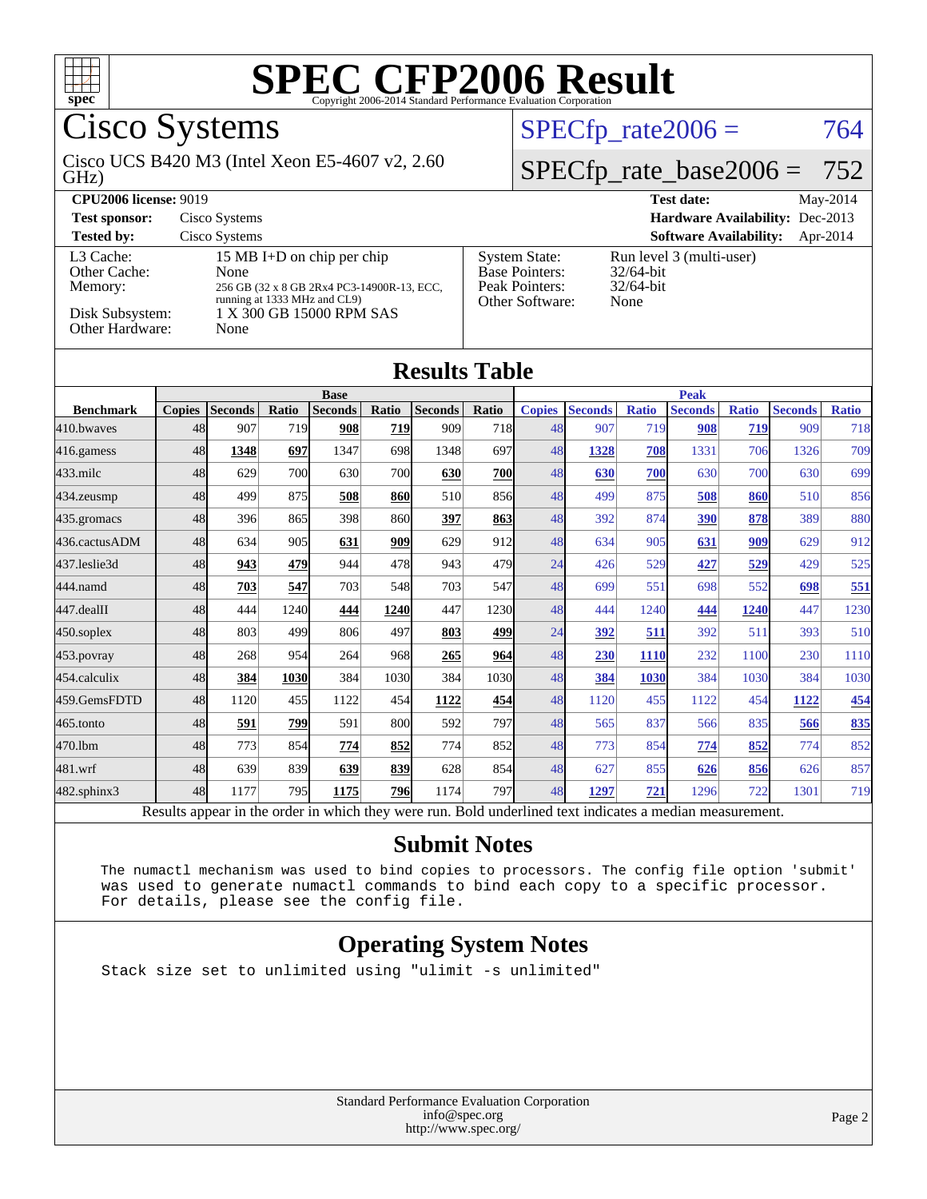# SPEC CFP2006 Result

Copyright 2006-2014 Standard Performance Evaluation Corporation

## Cisco Systems

Cisco UCS B420 M3 (Intel Xeon E5-4607 v2, 2.60 GHz)

SPECfp_rate2006 = 764

SPECfp_rate_base2006 = 752

| | | | |
|---|---|---|---|
| **CPU2006 license:** 9019 | | **Test date:** | May-2014 |
| **Test sponsor:** | Cisco Systems | **Hardware Availability:** | Dec-2013 |
| **Tested by:** | Cisco Systems | **Software Availability:** | Apr-2014 |

| | | | |
|---|---|---|---|
| L3 Cache: | 15 MB I+D on chip per chip | System State: | Run level 3 (multi-user) |
| Other Cache: | None | Base Pointers: | 32/64-bit |
| Memory: | 256 GB (32 x 8 GB 2Rx4 PC3-14900R-13, ECC, running at 1333 MHz and CL9) | Peak Pointers: | 32/64-bit |
| Disk Subsystem: | 1 X 300 GB 15000 RPM SAS | Other Software: | None |
| Other Hardware: | None | | |

## Results Table

| Benchmark | Base | | | | | | | Peak | | | | | | |
|---|---|---|---|---|---|---|---|---|---|---|---|---|---|---|
| | Copies | Seconds | Ratio | Seconds | Ratio | Seconds | Ratio | Copies | Seconds | Ratio | Seconds | Ratio | Seconds | Ratio |
| 410.bwaves | 48 | 907 | 719 | **908** | **719** | 909 | 718 | 48 | 907 | 719 | **908** | **719** | 909 | 718 |
| 416.gamess | 48 | **1348** | **697** | 1347 | 698 | 1348 | 697 | 48 | **1328** | **708** | 1331 | 706 | 1326 | 709 |
| 433.milc | 48 | 629 | 700 | 630 | 700 | **630** | **700** | 48 | **630** | **700** | 630 | 700 | 630 | 699 |
| 434.zeusmp | 48 | 499 | 875 | **508** | **860** | 510 | 856 | 48 | 499 | 875 | **508** | **860** | 510 | 856 |
| 435.gromacs | 48 | 396 | 865 | 398 | 860 | **397** | **863** | 48 | 392 | 874 | **390** | **878** | 389 | 880 |
| 436.cactusADM | 48 | 634 | 905 | **631** | **909** | 629 | 912 | 48 | 634 | 905 | **631** | **909** | 629 | 912 |
| 437.leslie3d | 48 | **943** | **479** | 944 | 478 | 943 | 479 | 24 | 426 | 529 | **427** | **529** | 429 | 525 |
| 444.namd | 48 | **703** | **547** | 703 | 548 | 703 | 547 | 48 | 699 | 551 | 698 | 552 | **698** | **551** |
| 447.dealII | 48 | 444 | 1240 | **444** | **1240** | 447 | 1230 | 48 | 444 | 1240 | **444** | **1240** | 447 | 1230 |
| 450.soplex | 48 | 803 | 499 | 806 | 497 | **803** | **499** | 24 | **392** | **511** | 392 | 511 | 393 | 510 |
| 453.povray | 48 | 268 | 954 | 264 | 968 | **265** | **964** | 48 | **230** | **1110** | 232 | 1100 | 230 | 1110 |
| 454.calculix | 48 | **384** | **1030** | 384 | 1030 | 384 | 1030 | 48 | **384** | **1030** | 384 | 1030 | 384 | 1030 |
| 459.GemsFDTD | 48 | 1120 | 455 | 1122 | 454 | **1122** | **454** | 48 | 1120 | 455 | 1122 | 454 | **1122** | **454** |
| 465.tonto | 48 | **591** | **799** | 591 | 800 | 592 | 797 | 48 | 565 | 837 | 566 | 835 | **566** | **835** |
| 470.lbm | 48 | 773 | 854 | **774** | **852** | 774 | 852 | 48 | 773 | 854 | **774** | **852** | 774 | 852 |
| 481.wrf | 48 | 639 | 839 | **639** | **839** | 628 | 854 | 48 | 627 | 855 | **626** | **856** | 626 | 857 |
| 482.sphinx3 | 48 | 1177 | 795 | **1175** | **796** | 1174 | 797 | 48 | **1297** | **721** | 1296 | 722 | 1301 | 719 |

Results appear in the order in which they were run. Bold underlined text indicates a median measurement.

## Submit Notes

```
The numactl mechanism was used to bind copies to processors. The config file option 'submit'
was used to generate numactl commands to bind each copy to a specific processor.
For details, please see the config file.
```

## Operating System Notes

```
Stack size set to unlimited using "ulimit -s unlimited"
```

Standard Performance Evaluation Corporation
info@spec.org
http://www.spec.org/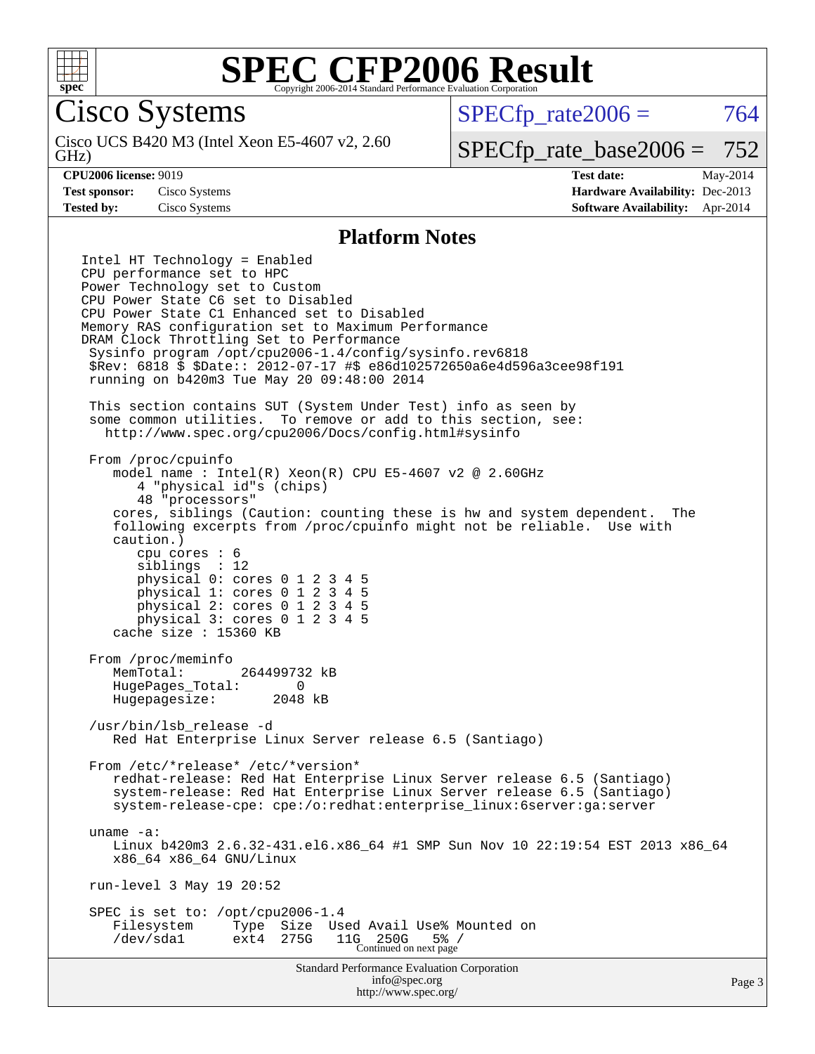# SPEC CFP2006 Result

Copyright 2006-2014 Standard Performance Evaluation Corporation

## Cisco Systems

Cisco UCS B420 M3 (Intel Xeon E5-4607 v2, 2.60 GHz)

SPECfp_rate2006 = 764

SPECfp_rate_base2006 = 752

| | | | |
|---|---|---|---|
| **CPU2006 license:** 9019 | | **Test date:** | May-2014 |
| **Test sponsor:** | Cisco Systems | **Hardware Availability:** | Dec-2013 |
| **Tested by:** | Cisco Systems | **Software Availability:** | Apr-2014 |

### Platform Notes

```
Intel HT Technology = Enabled
CPU performance set to HPC
Power Technology set to Custom
CPU Power State C6 set to Disabled
CPU Power State C1 Enhanced set to Disabled
Memory RAS configuration set to Maximum Performance
DRAM Clock Throttling Set to Performance
 Sysinfo program /opt/cpu2006-1.4/config/sysinfo.rev6818
 $Rev: 6818 $ $Date:: 2012-07-17 #$ e86d102572650a6e4d596a3cee98f191
 running on b420m3 Tue May 20 09:48:00 2014

 This section contains SUT (System Under Test) info as seen by
 some common utilities.  To remove or add to this section, see:
   http://www.spec.org/cpu2006/Docs/config.html#sysinfo

 From /proc/cpuinfo
    model name : Intel(R) Xeon(R) CPU E5-4607 v2 @ 2.60GHz
       4 "physical id"s (chips)
       48 "processors"
    cores, siblings (Caution: counting these is hw and system dependent.  The
    following excerpts from /proc/cpuinfo might not be reliable.  Use with
    caution.)
       cpu cores : 6
       siblings  : 12
       physical 0: cores 0 1 2 3 4 5
       physical 1: cores 0 1 2 3 4 5
       physical 2: cores 0 1 2 3 4 5
       physical 3: cores 0 1 2 3 4 5
    cache size : 15360 KB

 From /proc/meminfo
    MemTotal:       264499732 kB
    HugePages_Total:       0
    Hugepagesize:       2048 kB

 /usr/bin/lsb_release -d
    Red Hat Enterprise Linux Server release 6.5 (Santiago)

 From /etc/*release* /etc/*version*
    redhat-release: Red Hat Enterprise Linux Server release 6.5 (Santiago)
    system-release: Red Hat Enterprise Linux Server release 6.5 (Santiago)
    system-release-cpe: cpe:/o:redhat:enterprise_linux:6server:ga:server

 uname -a:
    Linux b420m3 2.6.32-431.el6.x86_64 #1 SMP Sun Nov 10 22:19:54 EST 2013 x86_64
    x86_64 x86_64 GNU/Linux

 run-level 3 May 19 20:52

 SPEC is set to: /opt/cpu2006-1.4
    Filesystem     Type  Size  Used Avail Use% Mounted on
    /dev/sda1      ext4  275G   11G  250G   5% /
```

Continued on next page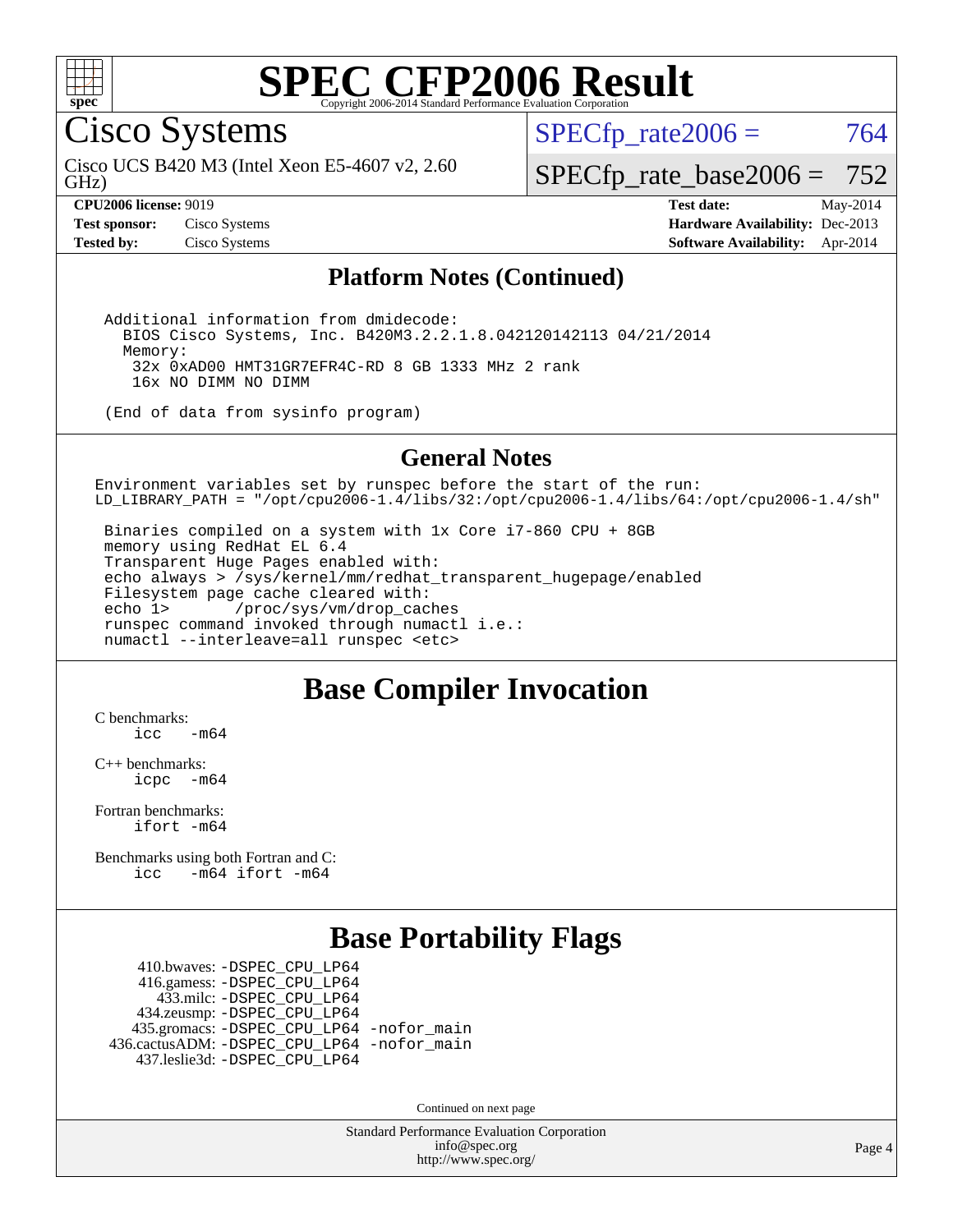# SPEC CFP2006 Result

Copyright 2006-2014 Standard Performance Evaluation Corporation

## Cisco Systems

Cisco UCS B420 M3 (Intel Xeon E5-4607 v2, 2.60 GHz)

SPECfp_rate2006 = 764

SPECfp_rate_base2006 = 752

**CPU2006 license:** 9019
**Test sponsor:** Cisco Systems
**Tested by:** Cisco Systems

**Test date:** May-2014
**Hardware Availability:** Dec-2013
**Software Availability:** Apr-2014

## Platform Notes (Continued)

```
Additional information from dmidecode:
  BIOS Cisco Systems, Inc. B420M3.2.2.1.8.042120142113 04/21/2014
  Memory:
   32x 0xAD00 HMT31GR7EFR4C-RD 8 GB 1333 MHz 2 rank
   16x NO DIMM NO DIMM

(End of data from sysinfo program)
```

## General Notes

```
Environment variables set by runspec before the start of the run:
LD_LIBRARY_PATH = "/opt/cpu2006-1.4/libs/32:/opt/cpu2006-1.4/libs/64:/opt/cpu2006-1.4/sh"

 Binaries compiled on a system with 1x Core i7-860 CPU + 8GB
 memory using RedHat EL 6.4
 Transparent Huge Pages enabled with:
 echo always > /sys/kernel/mm/redhat_transparent_hugepage/enabled
 Filesystem page cache cleared with:
 echo 1>       /proc/sys/vm/drop_caches
 runspec command invoked through numactl i.e.:
 numactl --interleave=all runspec <etc>
```

## Base Compiler Invocation

C benchmarks:
    icc   -m64

C++ benchmarks:
    icpc  -m64

Fortran benchmarks:
    ifort -m64

Benchmarks using both Fortran and C:
    icc   -m64 ifort -m64

## Base Portability Flags

```
     410.bwaves: -DSPEC_CPU_LP64
     416.gamess: -DSPEC_CPU_LP64
       433.milc: -DSPEC_CPU_LP64
     434.zeusmp: -DSPEC_CPU_LP64
    435.gromacs: -DSPEC_CPU_LP64 -nofor_main
 436.cactusADM: -DSPEC_CPU_LP64 -nofor_main
    437.leslie3d: -DSPEC_CPU_LP64
```

Continued on next page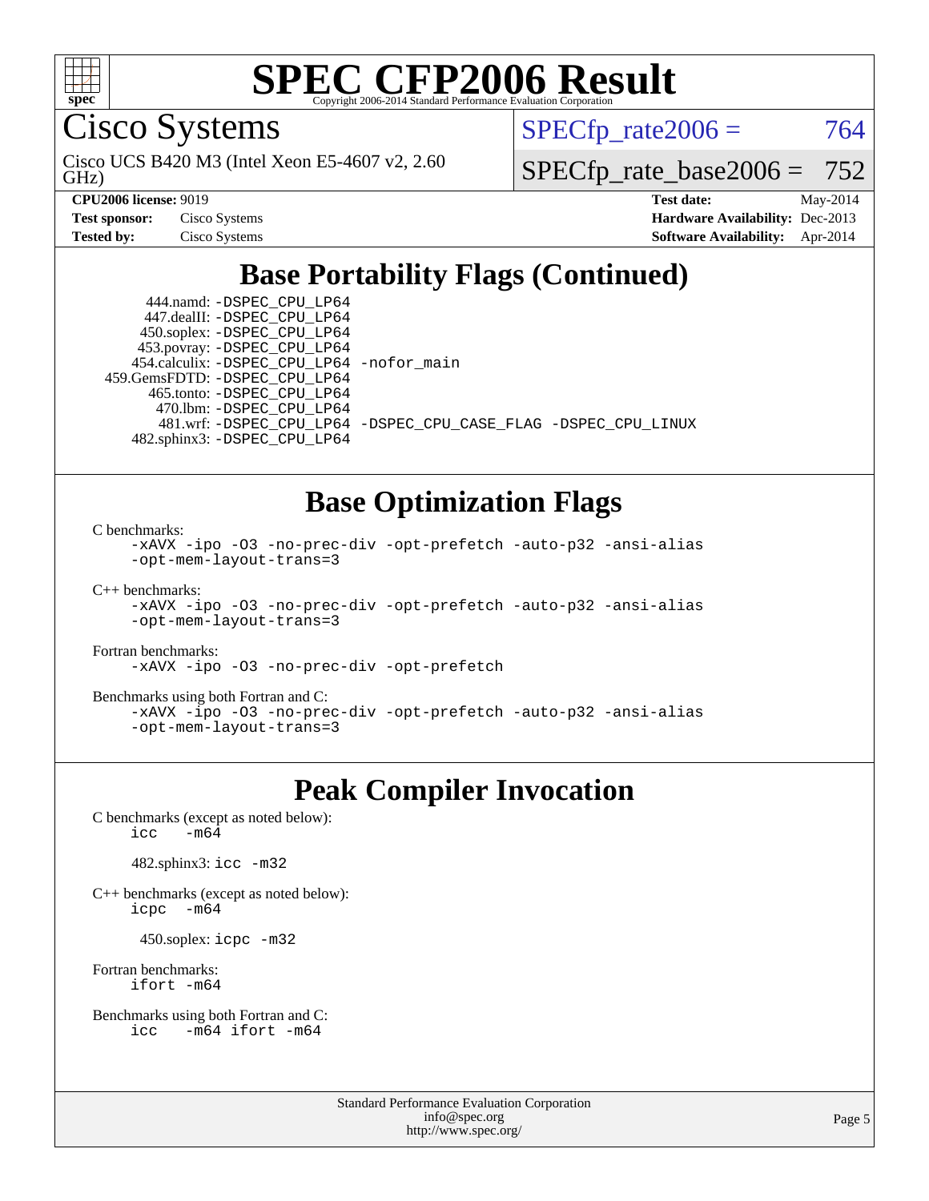# SPEC CFP2006 Result

Copyright 2006-2014 Standard Performance Evaluation Corporation

## Cisco Systems

Cisco UCS B420 M3 (Intel Xeon E5-4607 v2, 2.60 GHz)

SPECfp_rate2006 = 764

SPECfp_rate_base2006 = 752

**CPU2006 license:** 9019

**Test sponsor:** Cisco Systems

**Tested by:** Cisco Systems

**Test date:** May-2014

**Hardware Availability:** Dec-2013

**Software Availability:** Apr-2014

## Base Portability Flags (Continued)

```
      444.namd: -DSPEC_CPU_LP64
    447.dealII: -DSPEC_CPU_LP64
    450.soplex: -DSPEC_CPU_LP64
    453.povray: -DSPEC_CPU_LP64
  454.calculix: -DSPEC_CPU_LP64 -nofor_main
  459.GemsFDTD: -DSPEC_CPU_LP64
     465.tonto: -DSPEC_CPU_LP64
       470.lbm: -DSPEC_CPU_LP64
       481.wrf: -DSPEC_CPU_LP64 -DSPEC_CPU_CASE_FLAG -DSPEC_CPU_LINUX
   482.sphinx3: -DSPEC_CPU_LP64
```

## Base Optimization Flags

C benchmarks:

```
-xAVX -ipo -O3 -no-prec-div -opt-prefetch -auto-p32 -ansi-alias
-opt-mem-layout-trans=3
```

C++ benchmarks:

```
-xAVX -ipo -O3 -no-prec-div -opt-prefetch -auto-p32 -ansi-alias
-opt-mem-layout-trans=3
```

Fortran benchmarks:

```
-xAVX -ipo -O3 -no-prec-div -opt-prefetch
```

Benchmarks using both Fortran and C:

```
-xAVX -ipo -O3 -no-prec-div -opt-prefetch -auto-p32 -ansi-alias
-opt-mem-layout-trans=3
```

## Peak Compiler Invocation

C benchmarks (except as noted below):

```
icc   -m64
```

482.sphinx3: `icc -m32`

C++ benchmarks (except as noted below):

```
icpc  -m64
```

450.soplex: `icpc -m32`

Fortran benchmarks:

```
ifort -m64
```

Benchmarks using both Fortran and C:

```
icc   -m64 ifort -m64
```

Standard Performance Evaluation Corporation
info@spec.org
http://www.spec.org/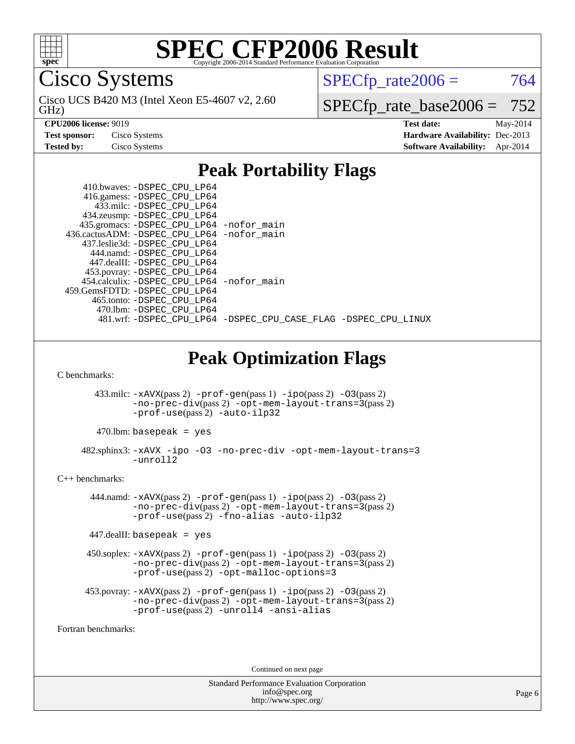# SPEC CFP2006 Result

Copyright 2006-2014 Standard Performance Evaluation Corporation

## Cisco Systems

Cisco UCS B420 M3 (Intel Xeon E5-4607 v2, 2.60 GHz)

SPECfp_rate2006 = 764

SPECfp_rate_base2006 = 752

| | | | |
|---|---|---|---|
| **CPU2006 license:** 9019 | | **Test date:** | May-2014 |
| **Test sponsor:** | Cisco Systems | **Hardware Availability:** | Dec-2013 |
| **Tested by:** | Cisco Systems | **Software Availability:** | Apr-2014 |

## Peak Portability Flags

410.bwaves: -DSPEC_CPU_LP64
416.gamess: -DSPEC_CPU_LP64
433.milc: -DSPEC_CPU_LP64
434.zeusmp: -DSPEC_CPU_LP64
435.gromacs: -DSPEC_CPU_LP64 -nofor_main
436.cactusADM: -DSPEC_CPU_LP64 -nofor_main
437.leslie3d: -DSPEC_CPU_LP64
444.namd: -DSPEC_CPU_LP64
447.dealII: -DSPEC_CPU_LP64
453.povray: -DSPEC_CPU_LP64
454.calculix: -DSPEC_CPU_LP64 -nofor_main
459.GemsFDTD: -DSPEC_CPU_LP64
465.tonto: -DSPEC_CPU_LP64
470.lbm: -DSPEC_CPU_LP64
481.wrf: -DSPEC_CPU_LP64 -DSPEC_CPU_CASE_FLAG -DSPEC_CPU_LINUX

## Peak Optimization Flags

C benchmarks:

433.milc: -xAVX(pass 2) -prof-gen(pass 1) -ipo(pass 2) -O3(pass 2) -no-prec-div(pass 2) -opt-mem-layout-trans=3(pass 2) -prof-use(pass 2) -auto-ilp32

470.lbm: basepeak = yes

482.sphinx3: -xAVX -ipo -O3 -no-prec-div -opt-mem-layout-trans=3 -unroll2

C++ benchmarks:

444.namd: -xAVX(pass 2) -prof-gen(pass 1) -ipo(pass 2) -O3(pass 2) -no-prec-div(pass 2) -opt-mem-layout-trans=3(pass 2) -prof-use(pass 2) -fno-alias -auto-ilp32

447.dealII: basepeak = yes

450.soplex: -xAVX(pass 2) -prof-gen(pass 1) -ipo(pass 2) -O3(pass 2) -no-prec-div(pass 2) -opt-mem-layout-trans=3(pass 2) -prof-use(pass 2) -opt-malloc-options=3

453.povray: -xAVX(pass 2) -prof-gen(pass 1) -ipo(pass 2) -O3(pass 2) -no-prec-div(pass 2) -opt-mem-layout-trans=3(pass 2) -prof-use(pass 2) -unroll4 -ansi-alias

Fortran benchmarks:

Continued on next page

Standard Performance Evaluation Corporation
info@spec.org
http://www.spec.org/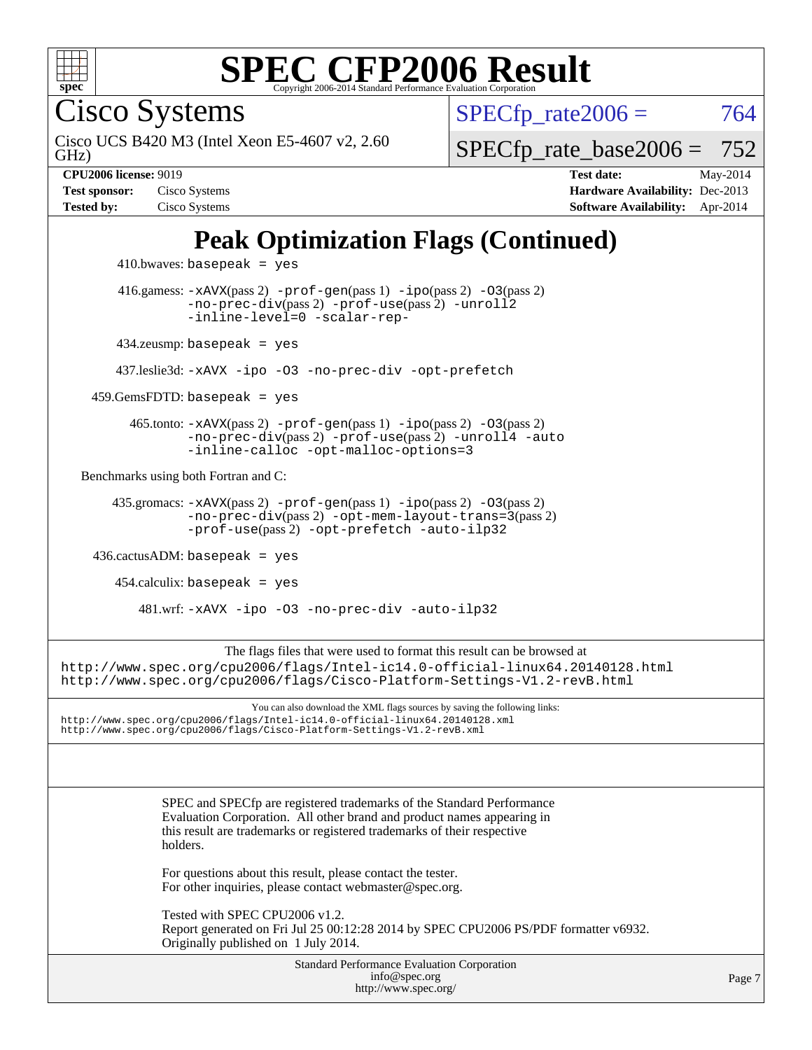# Peak Optimization Flags (Continued)

410.bwaves: basepeak = yes

416.gamess: -xAVX(pass 2) -prof-gen(pass 1) -ipo(pass 2) -O3(pass 2) -no-prec-div(pass 2) -prof-use(pass 2) -unroll2 -inline-level=0 -scalar-rep-

434.zeusmp: basepeak = yes

437.leslie3d: -xAVX -ipo -O3 -no-prec-div -opt-prefetch

459.GemsFDTD: basepeak = yes

465.tonto: -xAVX(pass 2) -prof-gen(pass 1) -ipo(pass 2) -O3(pass 2) -no-prec-div(pass 2) -prof-use(pass 2) -unroll4 -auto -inline-calloc -opt-malloc-options=3

Benchmarks using both Fortran and C:

435.gromacs: -xAVX(pass 2) -prof-gen(pass 1) -ipo(pass 2) -O3(pass 2) -no-prec-div(pass 2) -opt-mem-layout-trans=3(pass 2) -prof-use(pass 2) -opt-prefetch -auto-ilp32

436.cactusADM: basepeak = yes

454.calculix: basepeak = yes

481.wrf: -xAVX -ipo -O3 -no-prec-div -auto-ilp32

The flags files that were used to format this result can be browsed at
http://www.spec.org/cpu2006/flags/Intel-ic14.0-official-linux64.20140128.html
http://www.spec.org/cpu2006/flags/Cisco-Platform-Settings-V1.2-revB.html

You can also download the XML flags sources by saving the following links:
http://www.spec.org/cpu2006/flags/Intel-ic14.0-official-linux64.20140128.xml
http://www.spec.org/cpu2006/flags/Cisco-Platform-Settings-V1.2-revB.xml

SPEC and SPECfp are registered trademarks of the Standard Performance Evaluation Corporation. All other brand and product names appearing in this result are trademarks or registered trademarks of their respective holders.

For questions about this result, please contact the tester.
For other inquiries, please contact webmaster@spec.org.

Tested with SPEC CPU2006 v1.2.
Report generated on Fri Jul 25 00:12:28 2014 by SPEC CPU2006 PS/PDF formatter v6932.
Originally published on 1 July 2014.